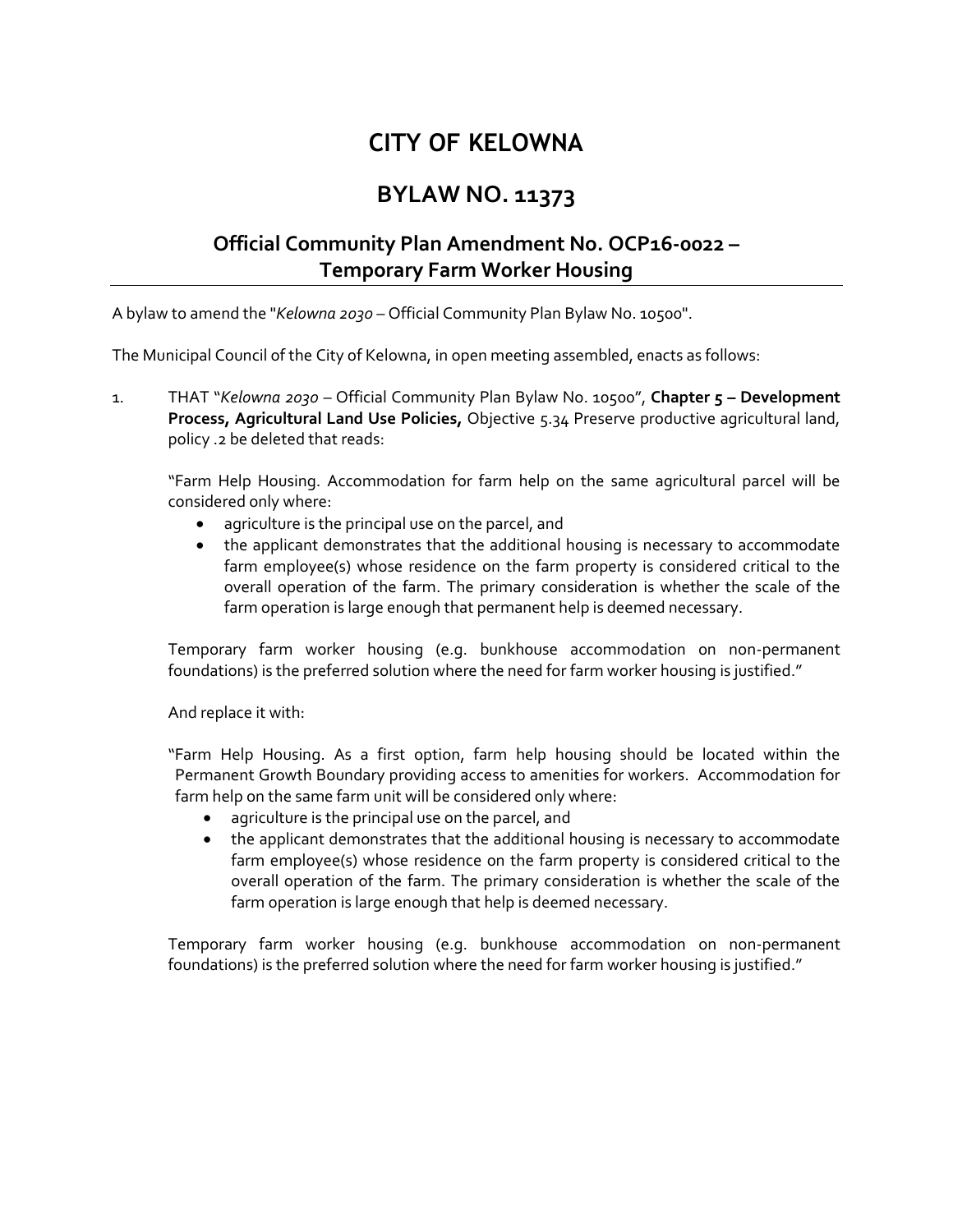# CITY OF KELOWNA

## BYLAW NO. 11373

### Official Community Plan Amendment No. OCP16-0022 – Temporary Farm Worker Housing

A bylaw to amend the "*Kelowna 2030* – Official Community Plan Bylaw No. 10500".

The Municipal Council of the City of Kelowna, in open meeting assembled, enacts as follows:

1. THAT "*Kelowna 2030* – Official Community Plan Bylaw No. 10500", **Chapter 5 – Development Process, Agricultural Land Use Policies,** Objective 5.34 Preserve productive agricultural land, policy .2 be deleted that reads:

   "Farm Help Housing. Accommodation for farm help on the same agricultural parcel will be considered only where:

   - agriculture is the principal use on the parcel, and
   - the applicant demonstrates that the additional housing is necessary to accommodate farm employee(s) whose residence on the farm property is considered critical to the overall operation of the farm. The primary consideration is whether the scale of the farm operation is large enough that permanent help is deemed necessary.

   Temporary farm worker housing (e.g. bunkhouse accommodation on non-permanent foundations) is the preferred solution where the need for farm worker housing is justified."

   And replace it with:

   "Farm Help Housing. As a first option, farm help housing should be located within the Permanent Growth Boundary providing access to amenities for workers. Accommodation for farm help on the same farm unit will be considered only where:

   - agriculture is the principal use on the parcel, and
   - the applicant demonstrates that the additional housing is necessary to accommodate farm employee(s) whose residence on the farm property is considered critical to the overall operation of the farm. The primary consideration is whether the scale of the farm operation is large enough that help is deemed necessary.

   Temporary farm worker housing (e.g. bunkhouse accommodation on non-permanent foundations) is the preferred solution where the need for farm worker housing is justified."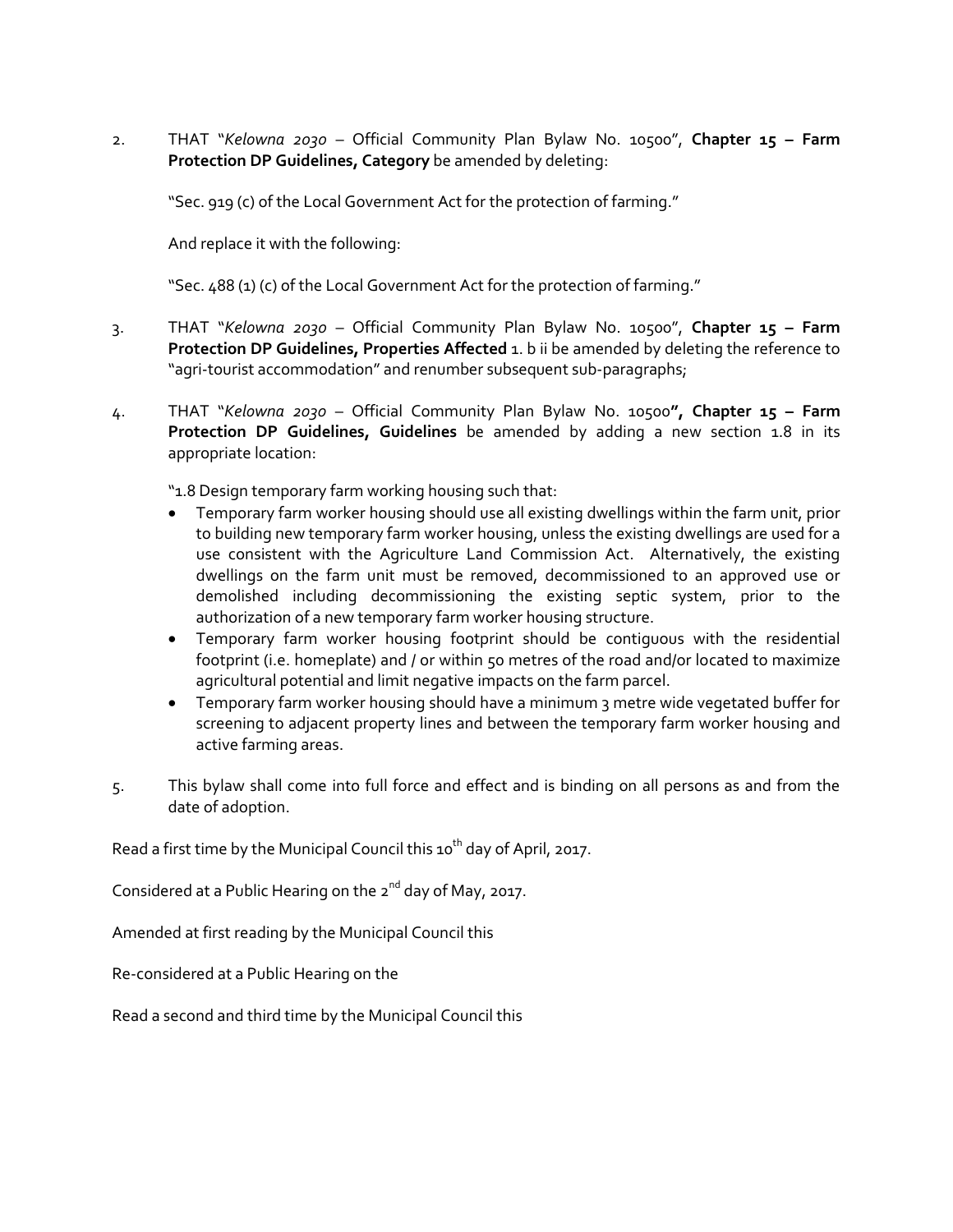2. THAT "*Kelowna 2030* – Official Community Plan Bylaw No. 10500", **Chapter 15 – Farm Protection DP Guidelines, Category** be amended by deleting:

   "Sec. 919 (c) of the Local Government Act for the protection of farming."

   And replace it with the following:

   "Sec. 488 (1) (c) of the Local Government Act for the protection of farming."

3. THAT "*Kelowna 2030* – Official Community Plan Bylaw No. 10500", **Chapter 15 – Farm Protection DP Guidelines, Properties Affected** 1. b ii be amended by deleting the reference to "agri-tourist accommodation" and renumber subsequent sub-paragraphs;

4. THAT "*Kelowna 2030* – Official Community Plan Bylaw No. 10500**", Chapter 15 – Farm Protection DP Guidelines, Guidelines** be amended by adding a new section 1.8 in its appropriate location:

   "1.8 Design temporary farm working housing such that:

   - Temporary farm worker housing should use all existing dwellings within the farm unit, prior to building new temporary farm worker housing, unless the existing dwellings are used for a use consistent with the Agriculture Land Commission Act. Alternatively, the existing dwellings on the farm unit must be removed, decommissioned to an approved use or demolished including decommissioning the existing septic system, prior to the authorization of a new temporary farm worker housing structure.
   - Temporary farm worker housing footprint should be contiguous with the residential footprint (i.e. homeplate) and / or within 50 metres of the road and/or located to maximize agricultural potential and limit negative impacts on the farm parcel.
   - Temporary farm worker housing should have a minimum 3 metre wide vegetated buffer for screening to adjacent property lines and between the temporary farm worker housing and active farming areas.

5. This bylaw shall come into full force and effect and is binding on all persons as and from the date of adoption.

Read a first time by the Municipal Council this 10th day of April, 2017.

Considered at a Public Hearing on the 2nd day of May, 2017.

Amended at first reading by the Municipal Council this

Re-considered at a Public Hearing on the

Read a second and third time by the Municipal Council this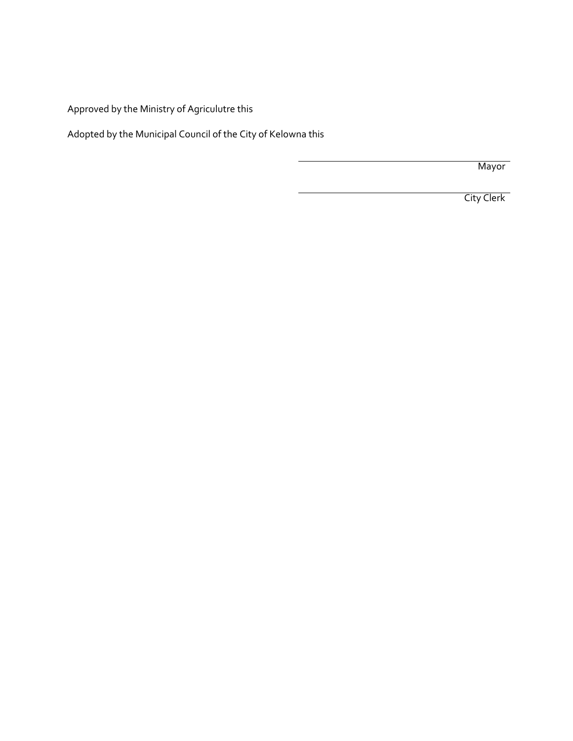Approved by the Ministry of Agriculutre this

Adopted by the Municipal Council of the City of Kelowna this

Mayor

City Clerk